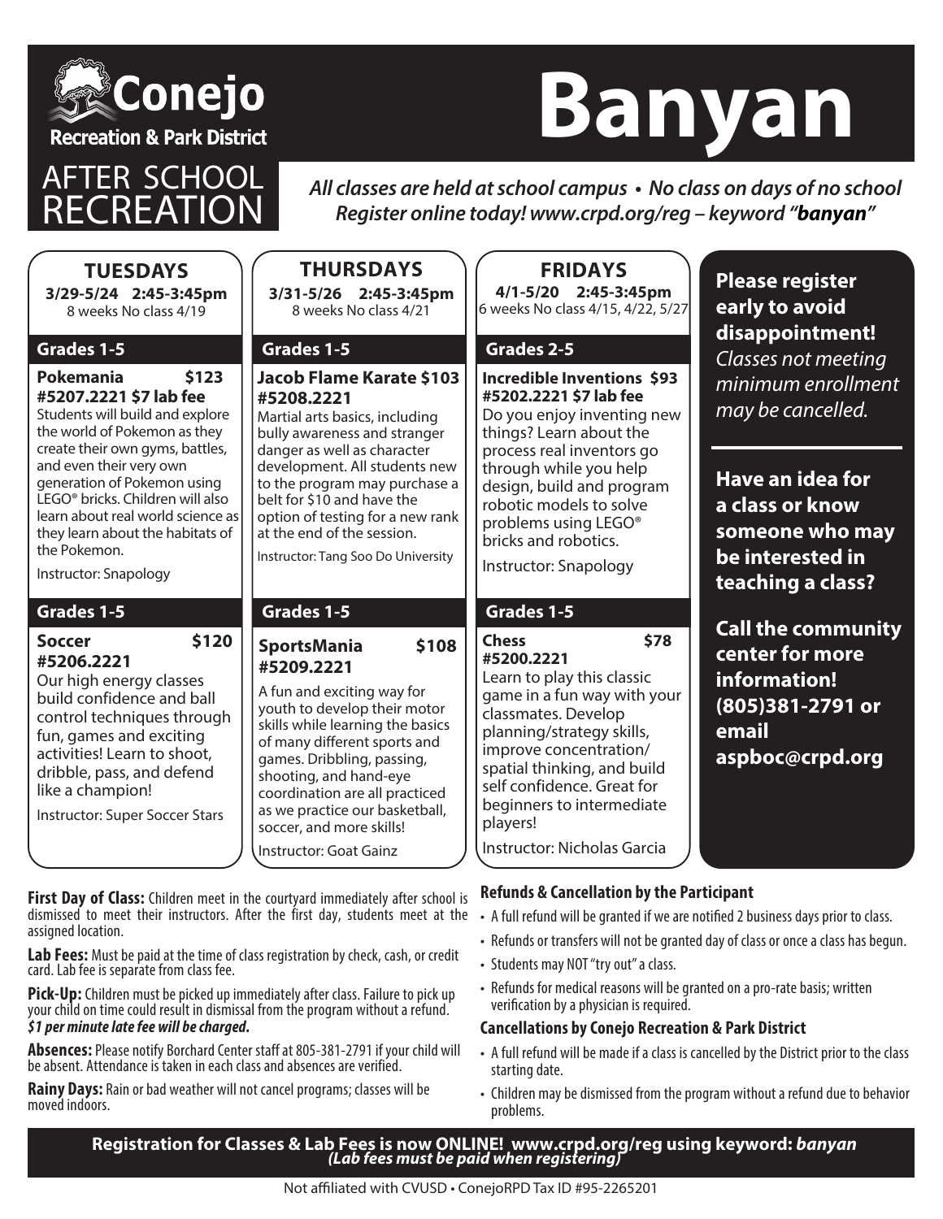# Conejo Recreation & Park District

## AFTER SCHOOL RECREATION

# Banyan

***All classes are held at school campus • No class on days of no school***
***Register online today! www.crpd.org/reg – keyword "banyan"***

## TUESDAYS

**3/29-5/24 2:45-3:45pm**
8 weeks No class 4/19

### Grades 1-5

**Pokemania $123**
**#5207.2221 $7 lab fee**
Students will build and explore the world of Pokemon as they create their own gyms, battles, and even their very own generation of Pokemon using LEGO® bricks. Children will also learn about real world science as they learn about the habitats of the Pokemon.

Instructor: Snapology

### Grades 1-5

**Soccer $120**
**#5206.2221**
Our high energy classes build confidence and ball control techniques through fun, games and exciting activities! Learn to shoot, dribble, pass, and defend like a champion!

Instructor: Super Soccer Stars

## THURSDAYS

**3/31-5/26 2:45-3:45pm**
8 weeks No class 4/21

### Grades 1-5

**Jacob Flame Karate $103**
**#5208.2221**
Martial arts basics, including bully awareness and stranger danger as well as character development. All students new to the program may purchase a belt for $10 and have the option of testing for a new rank at the end of the session.

Instructor: Tang Soo Do University

### Grades 1-5

**SportsMania $108**
**#5209.2221**
A fun and exciting way for youth to develop their motor skills while learning the basics of many different sports and games. Dribbling, passing, shooting, and hand-eye coordination are all practiced as we practice our basketball, soccer, and more skills!

Instructor: Goat Gainz

## FRIDAYS

**4/1-5/20 2:45-3:45pm**
6 weeks No class 4/15, 4/22, 5/27

### Grades 2-5

**Incredible Inventions $93**
**#5202.2221 $7 lab fee**
Do you enjoy inventing new things? Learn about the process real inventors go through while you help design, build and program robotic models to solve problems using LEGO® bricks and robotics.

Instructor: Snapology

### Grades 1-5

**Chess $78**
**#5200.2221**
Learn to play this classic game in a fun way with your classmates. Develop planning/strategy skills, improve concentration/ spatial thinking, and build self confidence. Great for beginners to intermediate players!

Instructor: Nicholas Garcia

**Please register early to avoid disappointment!**
*Classes not meeting minimum enrollment may be cancelled.*

**Have an idea for a class or know someone who may be interested in teaching a class?**

**Call the community center for more information! (805)381-2791 or email aspboc@crpd.org**

**First Day of Class:** Children meet in the courtyard immediately after school is dismissed to meet their instructors. After the first day, students meet at the assigned location.

**Lab Fees:** Must be paid at the time of class registration by check, cash, or credit card. Lab fee is separate from class fee.

**Pick-Up:** Children must be picked up immediately after class. Failure to pick up your child on time could result in dismissal from the program without a refund. ***$1 per minute late fee will be charged.***

**Absences:** Please notify Borchard Center staff at 805-381-2791 if your child will be absent. Attendance is taken in each class and absences are verified.

**Rainy Days:** Rain or bad weather will not cancel programs; classes will be moved indoors.

### Refunds & Cancellation by the Participant

- A full refund will be granted if we are notified 2 business days prior to class.
- Refunds or transfers will not be granted day of class or once a class has begun.
- Students may NOT "try out" a class.
- Refunds for medical reasons will be granted on a pro-rate basis; written verification by a physician is required.

### Cancellations by Conejo Recreation & Park District

- A full refund will be made if a class is cancelled by the District prior to the class starting date.
- Children may be dismissed from the program without a refund due to behavior problems.

**Registration for Classes & Lab Fees is now ONLINE! www.crpd.org/reg using keyword: *banyan***
***(Lab fees must be paid when registering)***

Not affiliated with CVUSD • ConejoRPD Tax ID #95-2265201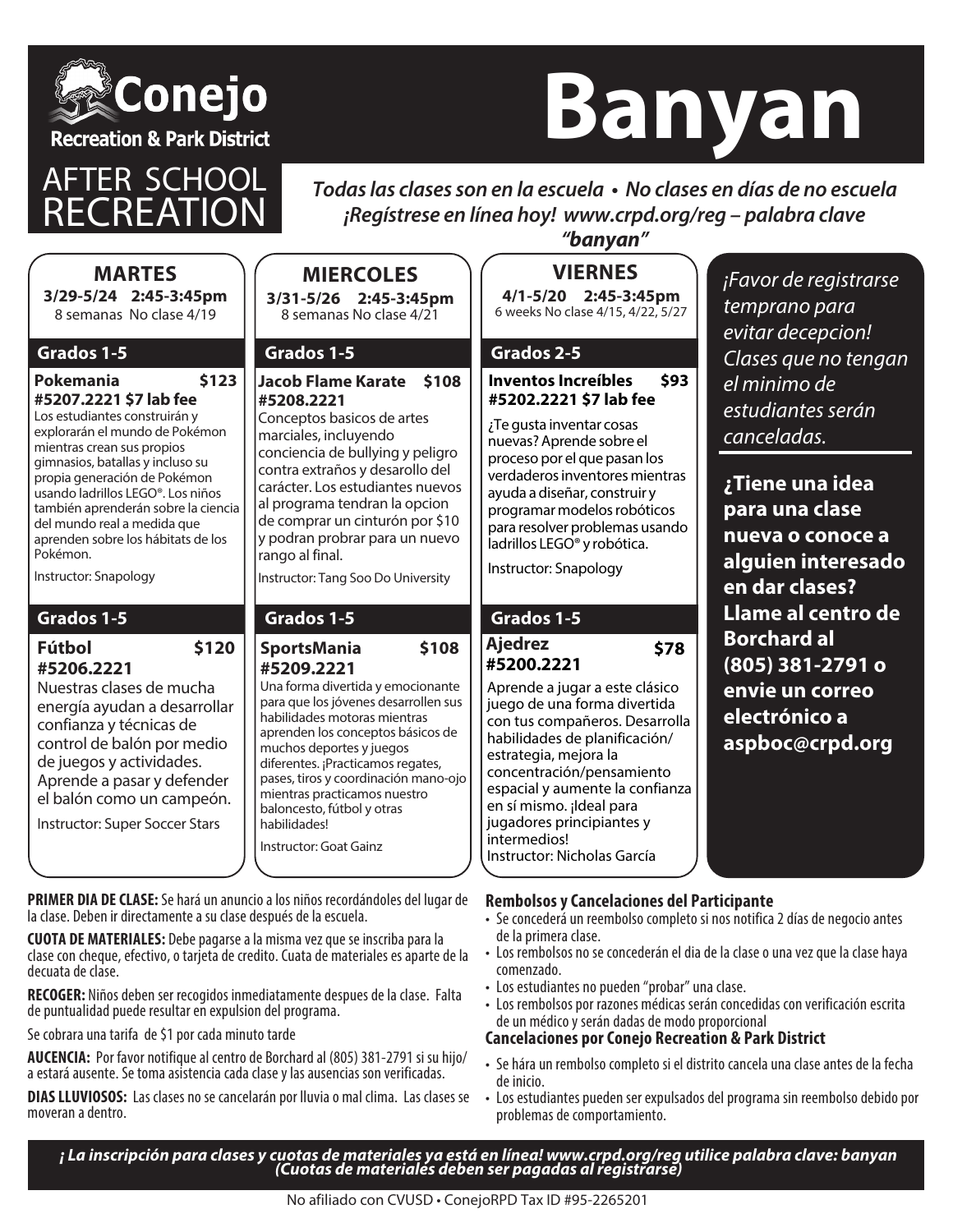# Conejo Recreation & Park District

# Banyan

## AFTER SCHOOL RECREATION

***Todas las clases son en la escuela • No clases en días de no escuela***
***¡Regístrese en línea hoy! www.crpd.org/reg – palabra clave "banyan"***

## MARTES

**3/29-5/24 2:45-3:45pm**
8 semanas No clase 4/19

### Grados 1-5

**Pokemania $123**
**#5207.2221 $7 lab fee**

Los estudiantes construirán y explorarán el mundo de Pokémon mientras crean sus propios gimnasios, batallas y incluso su propia generación de Pokémon usando ladrillos LEGO®. Los niños también aprenderán sobre la ciencia del mundo real a medida que aprenden sobre los hábitats de los Pokémon.

Instructor: Snapology

### Grados 1-5

**Fútbol $120**
**#5206.2221**

Nuestras clases de mucha energía ayudan a desarrollar confianza y técnicas de control de balón por medio de juegos y actividades. Aprende a pasar y defender el balón como un campeón.

Instructor: Super Soccer Stars

## MIERCOLES

**3/31-5/26 2:45-3:45pm**
8 semanas No clase 4/21

### Grados 1-5

**Jacob Flame Karate $108**
**#5208.2221**

Conceptos basicos de artes marciales, incluyendo conciencia de bullying y peligro contra extraños y desarollo del carácter. Los estudiantes nuevos al programa tendran la opcion de comprar un cinturón por $10 y podran probrar para un nuevo rango al final.

Instructor: Tang Soo Do University

### Grados 1-5

**SportsMania $108**
**#5209.2221**

Una forma divertida y emocionante para que los jóvenes desarrollen sus habilidades motoras mientras aprenden los conceptos básicos de muchos deportes y juegos diferentes. ¡Practicamos regates, pases, tiros y coordinación mano-ojo mientras practicamos nuestro baloncesto, fútbol y otras habilidades!

Instructor: Goat Gainz

## VIERNES

**4/1-5/20 2:45-3:45pm**
6 weeks No clase 4/15, 4/22, 5/27

### Grados 2-5

**Inventos Increíbles $93**
**#5202.2221 $7 lab fee**

¿Te gusta inventar cosas nuevas? Aprende sobre el proceso por el que pasan los verdaderos inventores mientras ayuda a diseñar, construir y programar modelos robóticos para resolver problemas usando ladrillos LEGO® y robótica.

Instructor: Snapology

### Grados 1-5

**Ajedrez $78**
**#5200.2221**

Aprende a jugar a este clásico juego de una forma divertida con tus compañeros. Desarrolla habilidades de planificación/ estrategia, mejora la concentración/pensamiento espacial y aumente la confianza en sí mismo. ¡Ideal para jugadores principiantes y intermedios!

Instructor: Nicholas García

*¡Favor de registrarse temprano para evitar decepcion! Clases que no tengan el minimo de estudiantes serán canceladas.*

**¿Tiene una idea para una clase nueva o conoce a alguien interesado en dar clases? Llame al centro de Borchard al (805) 381-2791 o envie un correo electrónico a aspboc@crpd.org**

**PRIMER DIA DE CLASE:** Se hará un anuncio a los niños recordándoles del lugar de la clase. Deben ir directamente a su clase después de la escuela.

**CUOTA DE MATERIALES:** Debe pagarse a la misma vez que se inscriba para la clase con cheque, efectivo, o tarjeta de credito. Cuata de materiales es aparte de la decuata de clase.

**RECOGER:** Niños deben ser recogidos inmediatamente despues de la clase. Falta de puntualidad puede resultar en expulsion del programa.

Se cobrara una tarifa de $1 por cada minuto tarde

**AUCENCIA:** Por favor notifique al centro de Borchard al (805) 381-2791 si su hijo/ a estará ausente. Se toma asistencia cada clase y las ausencias son verificadas.

**DIAS LLUVIOSOS:** Las clases no se cancelarán por lluvia o mal clima. Las clases se moveran a dentro.

### Rembolsos y Cancelaciones del Participante

- Se concederá un reembolso completo si nos notifica 2 días de negocio antes de la primera clase.
- Los rembolsos no se concederán el dia de la clase o una vez que la clase haya comenzado.
- Los estudiantes no pueden "probar" una clase.
- Los rembolsos por razones médicas serán concedidas con verificación escrita de un médico y serán dadas de modo proporcional

### Cancelaciones por Conejo Recreation & Park District

- Se hára un rembolso completo si el distrito cancela una clase antes de la fecha de inicio.
- Los estudiantes pueden ser expulsados del programa sin reembolso debido por problemas de comportamiento.

***¡ La inscripción para clases y cuotas de materiales ya está en línea! www.crpd.org/reg utilice palabra clave: banyan (Cuotas de materiales deben ser pagadas al registrarse)***

No afiliado con CVUSD • ConejoRPD Tax ID #95-2265201